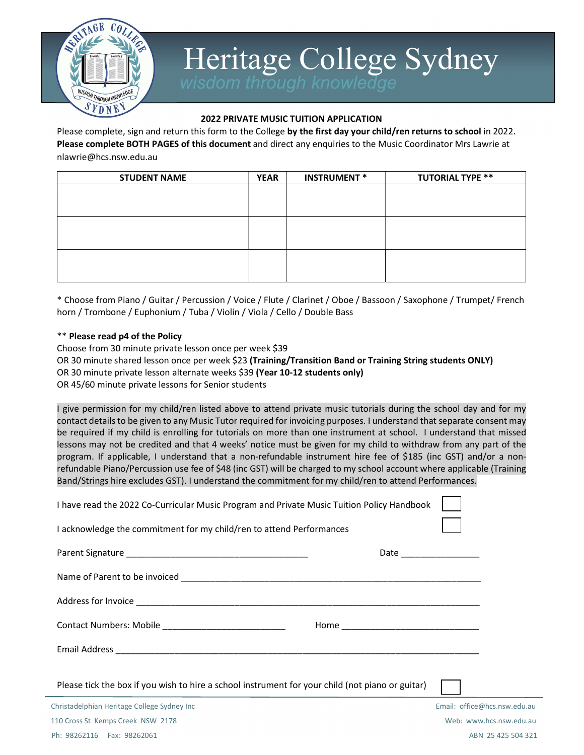# Heritage College Sydney

*wisdom through knowledge*

## 2022 PRIVATE MUSIC TUITION APPLICATION

Please complete, sign and return this form to the College **by the first day your child/ren returns to school** in 2022. **Please complete BOTH PAGES of this document** and direct any enquiries to the Music Coordinator Mrs Lawrie at nlawrie@hcs.nsw.edu.au

| STUDENT NAME | YEAR | INSTRUMENT * | TUTORIAL TYPE ** |
|---|---|---|---|
| | | | |
| | | | |
| | | | |

* Choose from Piano / Guitar / Percussion / Voice / Flute / Clarinet / Oboe / Bassoon / Saxophone / Trumpet/ French horn / Trombone / Euphonium / Tuba / Violin / Viola / Cello / Double Bass

** **Please read p4 of the Policy**

Choose from 30 minute private lesson once per week $39

OR 30 minute shared lesson once per week $23 **(Training/Transition Band or Training String students ONLY)**

OR 30 minute private lesson alternate weeks $39 **(Year 10-12 students only)**

OR 45/60 minute private lessons for Senior students

I give permission for my child/ren listed above to attend private music tutorials during the school day and for my contact details to be given to any Music Tutor required for invoicing purposes. I understand that separate consent may be required if my child is enrolling for tutorials on more than one instrument at school. I understand that missed lessons may not be credited and that 4 weeks' notice must be given for my child to withdraw from any part of the program. If applicable, I understand that a non-refundable instrument hire fee of $185 (inc GST) and/or a non-refundable Piano/Percussion use fee of $48 (inc GST) will be charged to my school account where applicable (Training Band/Strings hire excludes GST). I understand the commitment for my child/ren to attend Performances.

I have read the 2022 Co-Curricular Music Program and Private Music Tuition Policy Handbook ☐

I acknowledge the commitment for my child/ren to attend Performances ☐

Parent Signature ____________________________________ Date ________________

Name of Parent to be invoiced ____________________________________________________________

Address for Invoice ______________________________________________________________________

Contact Numbers: Mobile _________________________ Home ____________________________

Email Address ___________________________________________________________________________

Please tick the box if you wish to hire a school instrument for your child (not piano or guitar) ☐

Christadelphian Heritage College Sydney Inc
110 Cross St Kemps Creek NSW 2178
Ph: 98262116 Fax: 98262061

Email: office@hcs.nsw.edu.au
Web: www.hcs.nsw.edu.au
ABN 25 425 504 321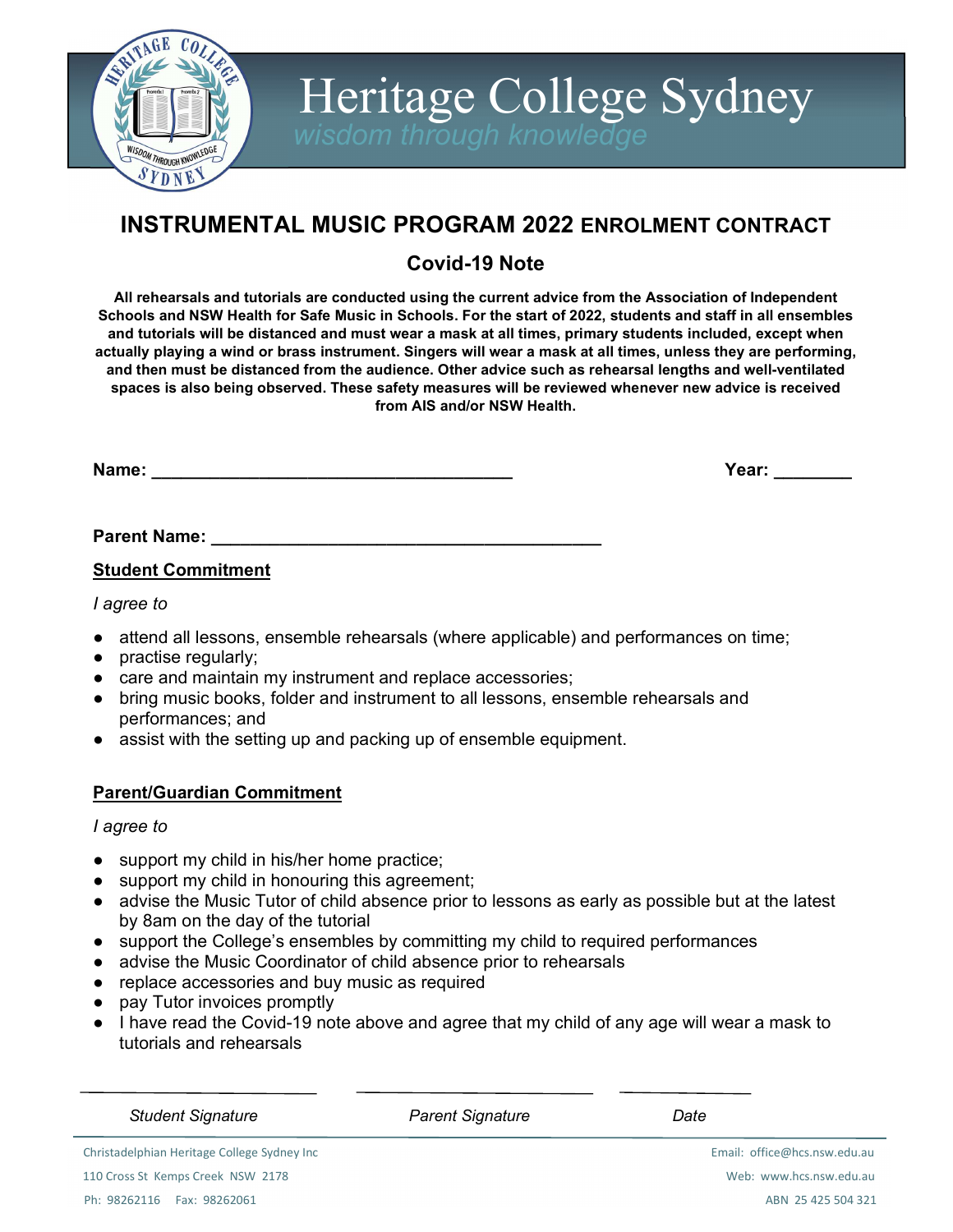# Heritage College Sydney

*wisdom through knowledge*

## INSTRUMENTAL MUSIC PROGRAM 2022 ENROLMENT CONTRACT

### Covid-19 Note

**All rehearsals and tutorials are conducted using the current advice from the Association of Independent Schools and NSW Health for Safe Music in Schools. For the start of 2022, students and staff in all ensembles and tutorials will be distanced and must wear a mask at all times, primary students included, except when actually playing a wind or brass instrument. Singers will wear a mask at all times, unless they are performing, and then must be distanced from the audience. Other advice such as rehearsal lengths and well-ventilated spaces is also being observed. These safety measures will be reviewed whenever new advice is received from AIS and/or NSW Health.**

**Name:** ____________________________________ **Year:** ________

**Parent Name:** ________________________________________

**Student Commitment**

*I agree to*

- attend all lessons, ensemble rehearsals (where applicable) and performances on time;
- practise regularly;
- care and maintain my instrument and replace accessories;
- bring music books, folder and instrument to all lessons, ensemble rehearsals and performances; and
- assist with the setting up and packing up of ensemble equipment.

**Parent/Guardian Commitment**

*I agree to*

- support my child in his/her home practice;
- support my child in honouring this agreement;
- advise the Music Tutor of child absence prior to lessons as early as possible but at the latest by 8am on the day of the tutorial
- support the College's ensembles by committing my child to required performances
- advise the Music Coordinator of child absence prior to rehearsals
- replace accessories and buy music as required
- pay Tutor invoices promptly
- I have read the Covid-19 note above and agree that my child of any age will wear a mask to tutorials and rehearsals

________________________ ________________________ ______________

*Student Signature* *Parent Signature* *Date*

Christadelphian Heritage College Sydney Inc
110 Cross St Kemps Creek NSW 2178
Ph: 98262116 Fax: 98262061

Email: office@hcs.nsw.edu.au
Web: www.hcs.nsw.edu.au
ABN 25 425 504 321